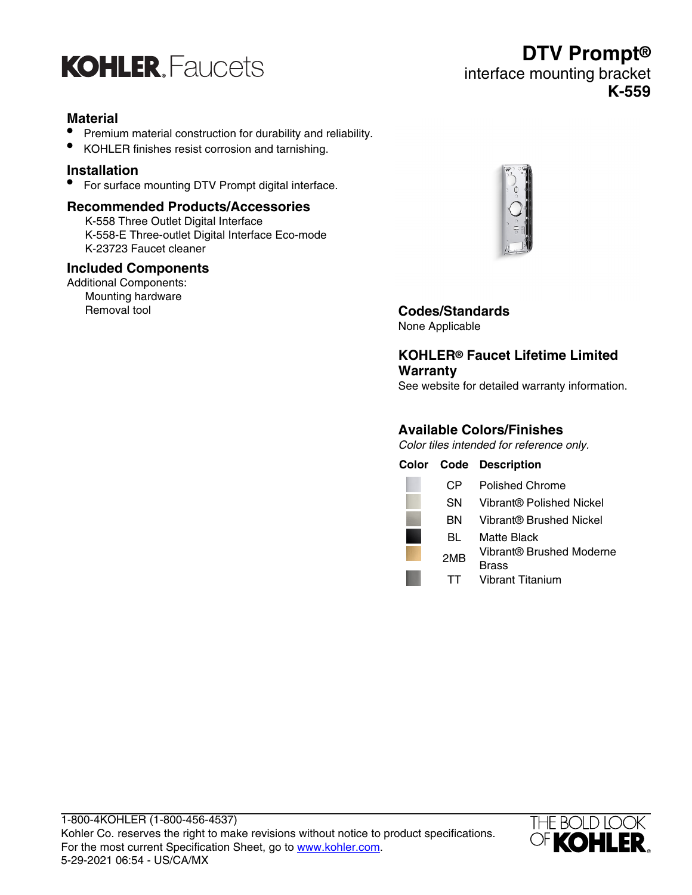# KOHLER. Faucets

# DTV Prompt®

## interface mounting bracket

## K-559

## Material

- Premium material construction for durability and reliability.
- KOHLER finishes resist corrosion and tarnishing.

## Installation

- For surface mounting DTV Prompt digital interface.

## Recommended Products/Accessories

K-558 Three Outlet Digital Interface
K-558-E Three-outlet Digital Interface Eco-mode
K-23723 Faucet cleaner

## Included Components

Additional Components:
Mounting hardware
Removal tool

## Codes/Standards

None Applicable

## KOHLER® Faucet Lifetime Limited Warranty

See website for detailed warranty information.

## Available Colors/Finishes

*Color tiles intended for reference only.*

| Color | Code | Description |
|---|---|---|
| | CP | Polished Chrome |
| | SN | Vibrant® Polished Nickel |
| | BN | Vibrant® Brushed Nickel |
| | BL | Matte Black |
| | 2MB | Vibrant® Brushed Moderne Brass |
| | TT | Vibrant Titanium |

1-800-4KOHLER (1-800-456-4537)
Kohler Co. reserves the right to make revisions without notice to product specifications.
For the most current Specification Sheet, go to www.kohler.com.
5-29-2021 06:54 - US/CA/MX

THE BOLD LOOK OF KOHLER.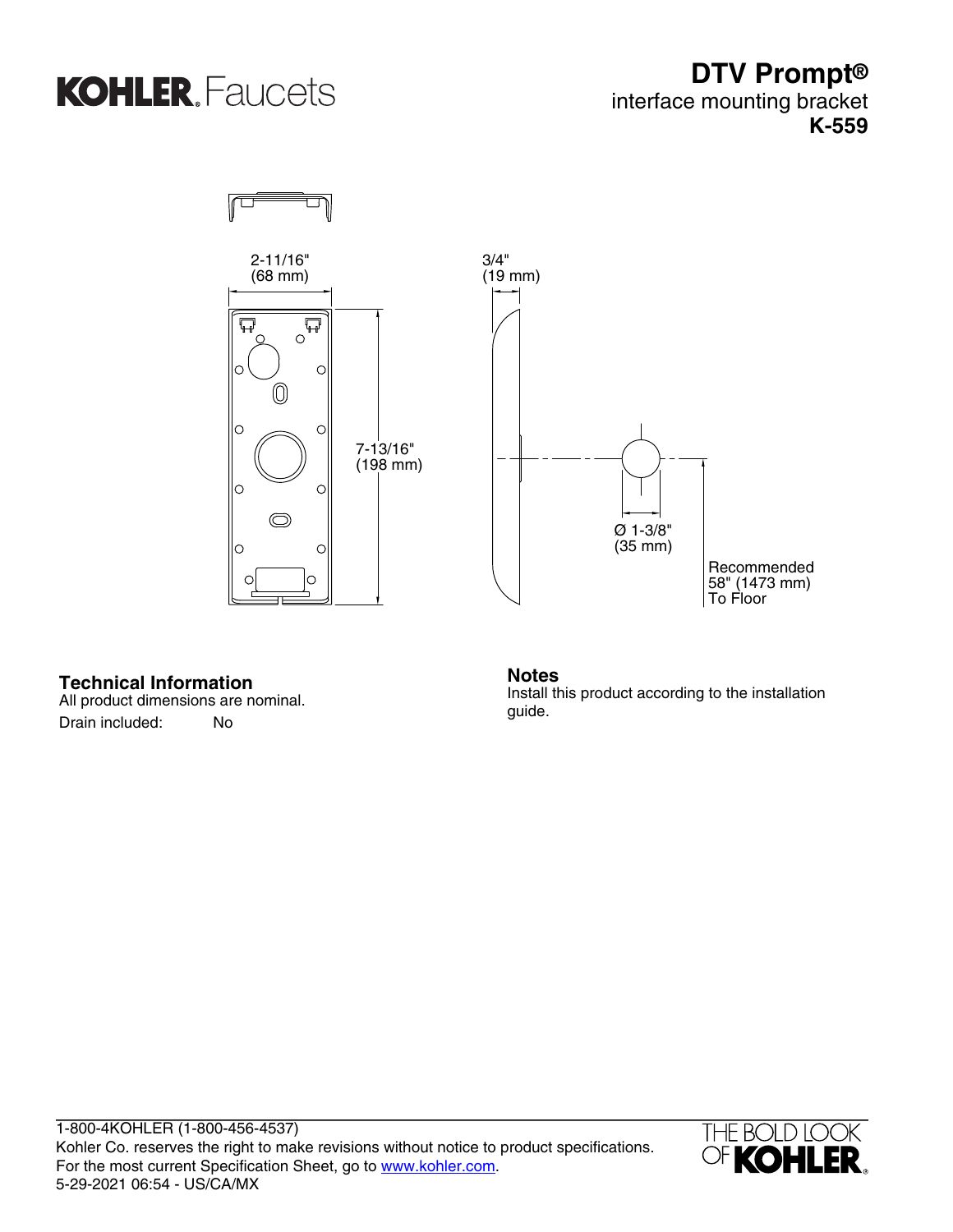KOHLER. Faucets

# DTV Prompt®

interface mounting bracket

**K-559**

2-11/16"
(68 mm)

7-13/16"
(198 mm)

3/4"
(19 mm)

Ø 1-3/8"
(35 mm)

Recommended
58" (1473 mm)
To Floor

## Technical Information

All product dimensions are nominal.

Drain included: No

## Notes

Install this product according to the installation guide.

1-800-4KOHLER (1-800-456-4537)
Kohler Co. reserves the right to make revisions without notice to product specifications.
For the most current Specification Sheet, go to www.kohler.com.
5-29-2021 06:54 - US/CA/MX

THE BOLD LOOK OF KOHLER.